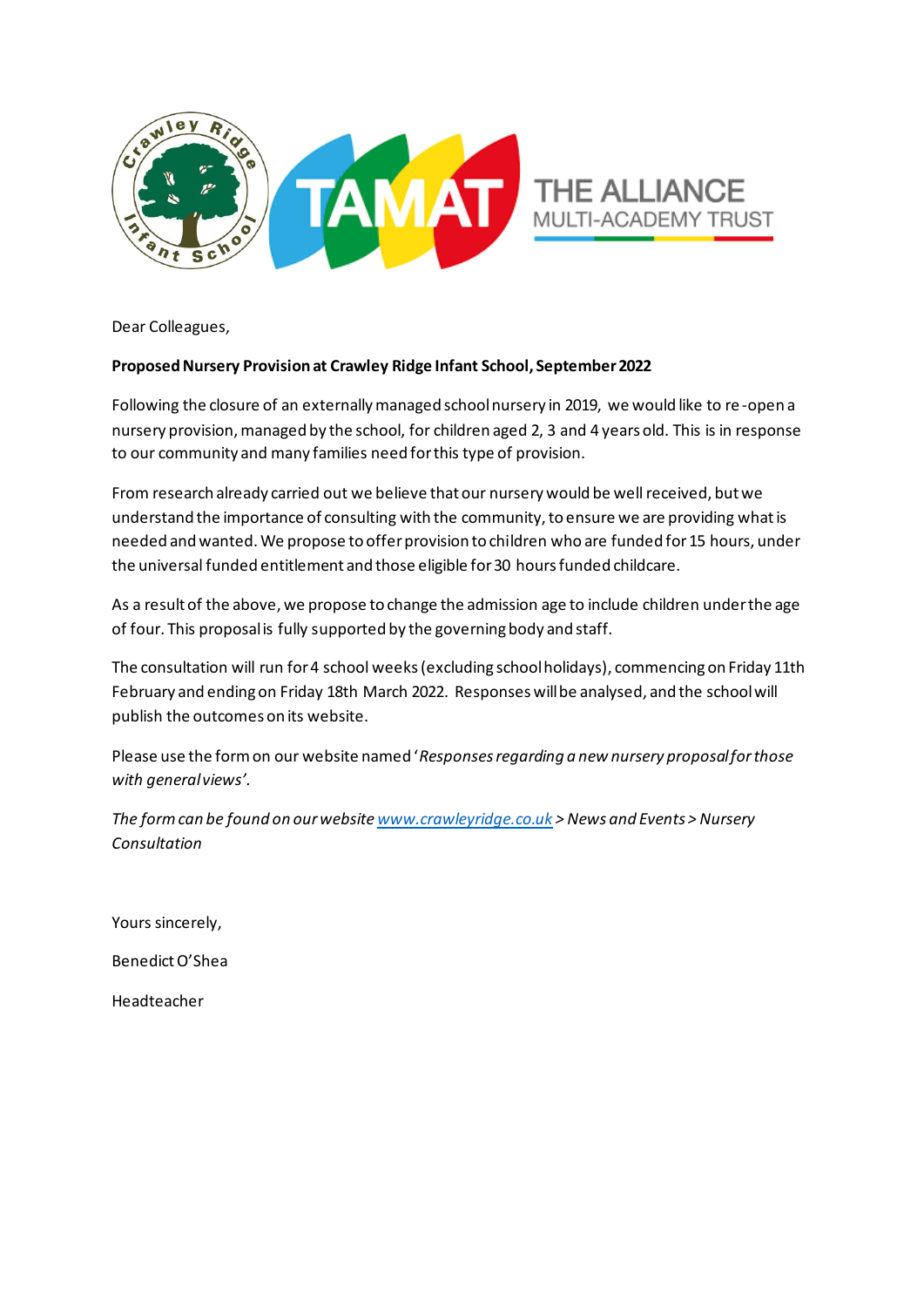Dear Colleagues,

**Proposed Nursery Provision at Crawley Ridge Infant School, September 2022**

Following the closure of an externally managed school nursery in 2019, we would like to re-open a nursery provision, managed by the school, for children aged 2, 3 and 4 years old. This is in response to our community and many families need for this type of provision.

From research already carried out we believe that our nursery would be well received, but we understand the importance of consulting with the community, to ensure we are providing what is needed and wanted. We propose to offer provision to children who are funded for 15 hours, under the universal funded entitlement and those eligible for 30 hours funded childcare.

As a result of the above, we propose to change the admission age to include children under the age of four. This proposal is fully supported by the governing body and staff.

The consultation will run for 4 school weeks (excluding school holidays), commencing on Friday 11th February and ending on Friday 18th March 2022. Responses will be analysed, and the school will publish the outcomes on its website.

Please use the form on our website named '*Responses regarding a new nursery proposal for those with general views*'.

*The form can be found on our website [www.crawleyridge.co.uk](http://www.crawleyridge.co.uk) > News and Events > Nursery Consultation*

Yours sincerely,

Benedict O'Shea

Headteacher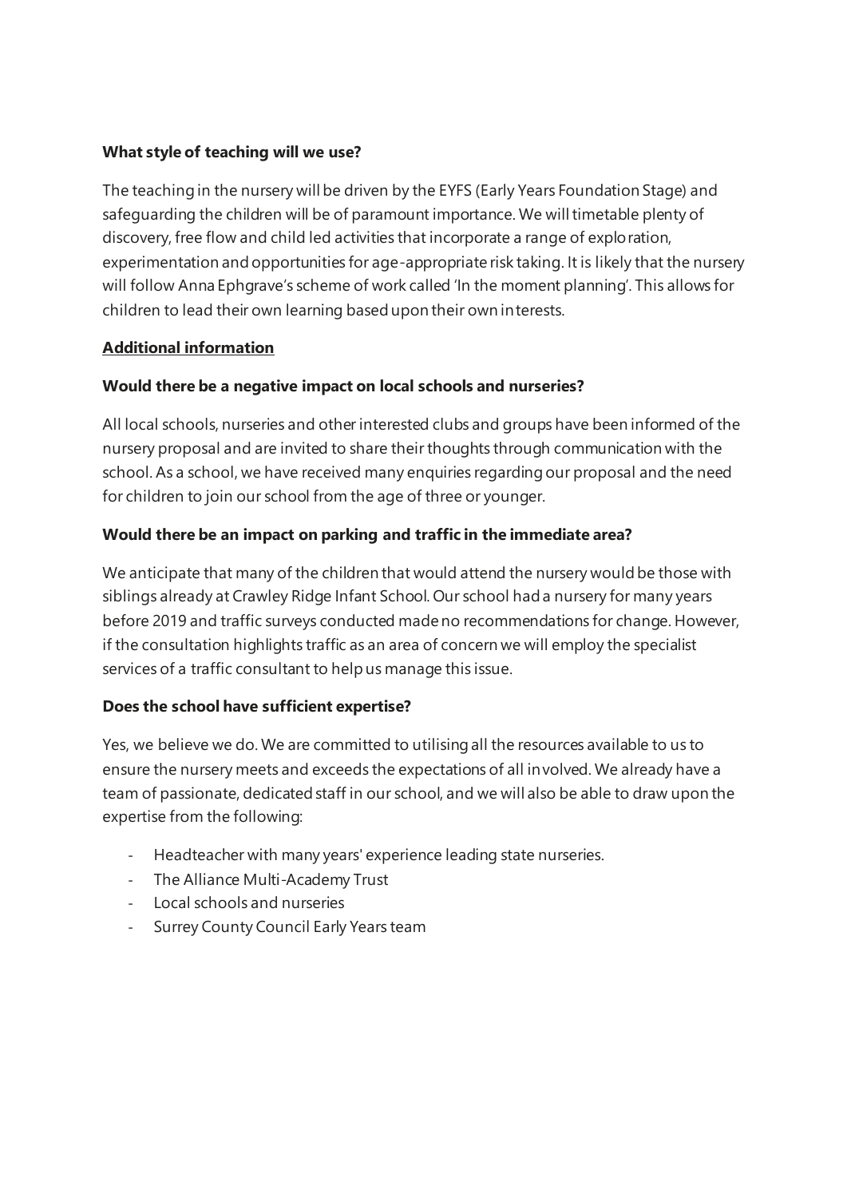**What style of teaching will we use?**

The teaching in the nursery will be driven by the EYFS (Early Years Foundation Stage) and safeguarding the children will be of paramount importance. We will timetable plenty of discovery, free flow and child led activities that incorporate a range of exploration, experimentation and opportunities for age-appropriate risk taking. It is likely that the nursery will follow Anna Ephgrave's scheme of work called 'In the moment planning'. This allows for children to lead their own learning based upon their own interests.

**Additional information**

**Would there be a negative impact on local schools and nurseries?**

All local schools, nurseries and other interested clubs and groups have been informed of the nursery proposal and are invited to share their thoughts through communication with the school. As a school, we have received many enquiries regarding our proposal and the need for children to join our school from the age of three or younger.

**Would there be an impact on parking and traffic in the immediate area?**

We anticipate that many of the children that would attend the nursery would be those with siblings already at Crawley Ridge Infant School. Our school had a nursery for many years before 2019 and traffic surveys conducted made no recommendations for change. However, if the consultation highlights traffic as an area of concern we will employ the specialist services of a traffic consultant to help us manage this issue.

**Does the school have sufficient expertise?**

Yes, we believe we do. We are committed to utilising all the resources available to us to ensure the nursery meets and exceeds the expectations of all involved. We already have a team of passionate, dedicated staff in our school, and we will also be able to draw upon the expertise from the following:

- Headteacher with many years' experience leading state nurseries.
- The Alliance Multi-Academy Trust
- Local schools and nurseries
- Surrey County Council Early Years team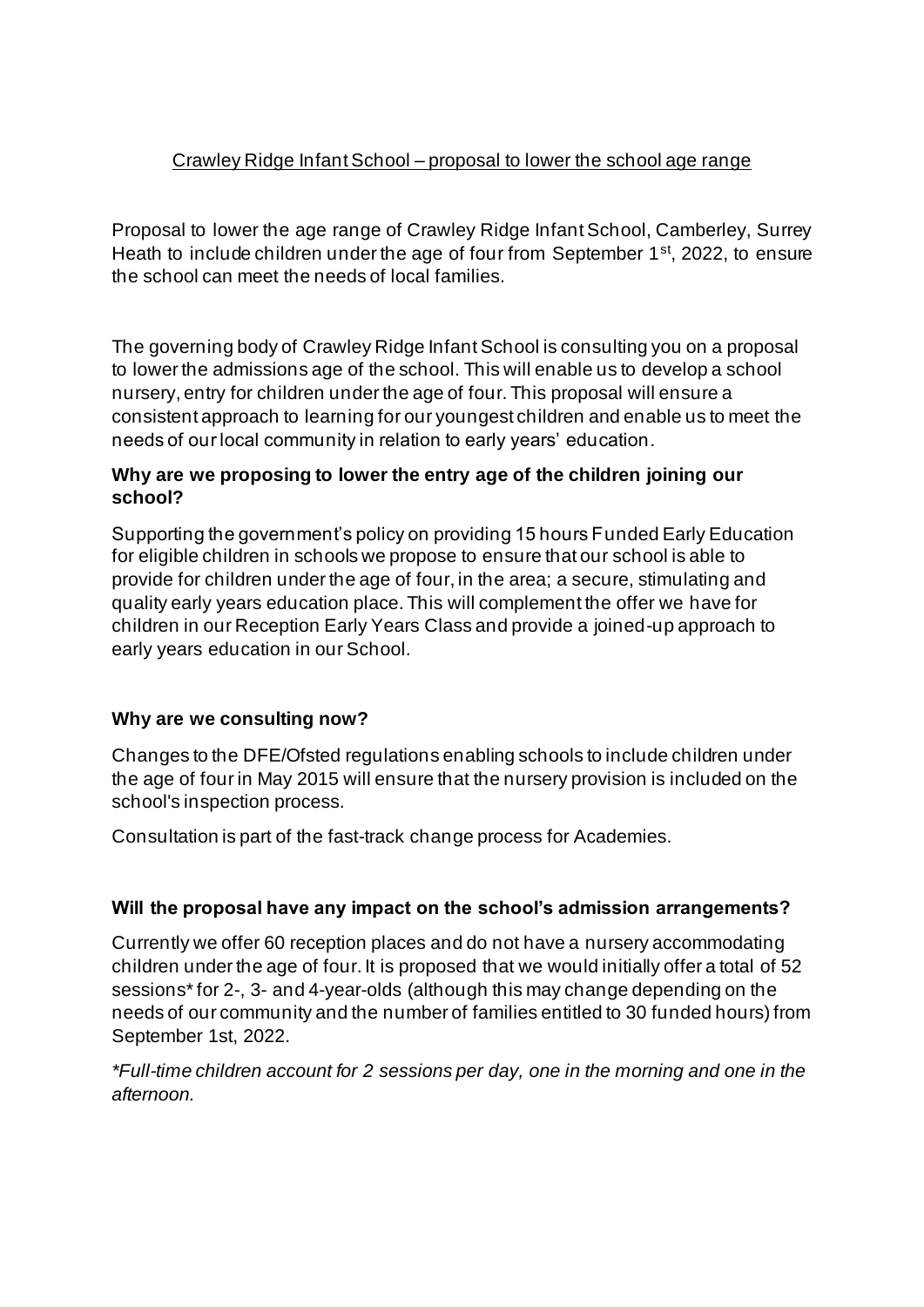Crawley Ridge Infant School – proposal to lower the school age range

Proposal to lower the age range of Crawley Ridge Infant School, Camberley, Surrey Heath to include children under the age of four from September 1st, 2022, to ensure the school can meet the needs of local families.

The governing body of Crawley Ridge Infant School is consulting you on a proposal to lower the admissions age of the school. This will enable us to develop a school nursery, entry for children under the age of four. This proposal will ensure a consistent approach to learning for our youngest children and enable us to meet the needs of our local community in relation to early years' education.

**Why are we proposing to lower the entry age of the children joining our school?**

Supporting the government's policy on providing 15 hours Funded Early Education for eligible children in schools we propose to ensure that our school is able to provide for children under the age of four, in the area; a secure, stimulating and quality early years education place. This will complement the offer we have for children in our Reception Early Years Class and provide a joined-up approach to early years education in our School.

**Why are we consulting now?**

Changes to the DFE/Ofsted regulations enabling schools to include children under the age of four in May 2015 will ensure that the nursery provision is included on the school's inspection process.

Consultation is part of the fast-track change process for Academies.

**Will the proposal have any impact on the school's admission arrangements?**

Currently we offer 60 reception places and do not have a nursery accommodating children under the age of four. It is proposed that we would initially offer a total of 52 sessions* for 2-, 3- and 4-year-olds (although this may change depending on the needs of our community and the number of families entitled to 30 funded hours) from September 1st, 2022.

*\*Full-time children account for 2 sessions per day, one in the morning and one in the afternoon.*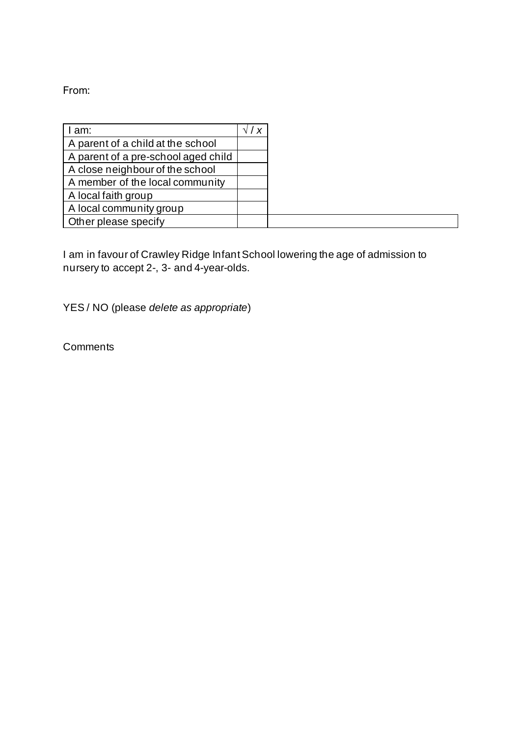From:

| I am: | √ / *x* | |
|---|---|---|
| A parent of a child at the school | | |
| A parent of a pre-school aged child | | |
| A close neighbour of the school | | |
| A member of the local community | | |
| A local faith group | | |
| A local community group | | |
| Other please specify | | |

I am in favour of Crawley Ridge Infant School lowering the age of admission to nursery to accept 2-, 3- and 4-year-olds.

YES / NO (please *delete as appropriate*)

Comments